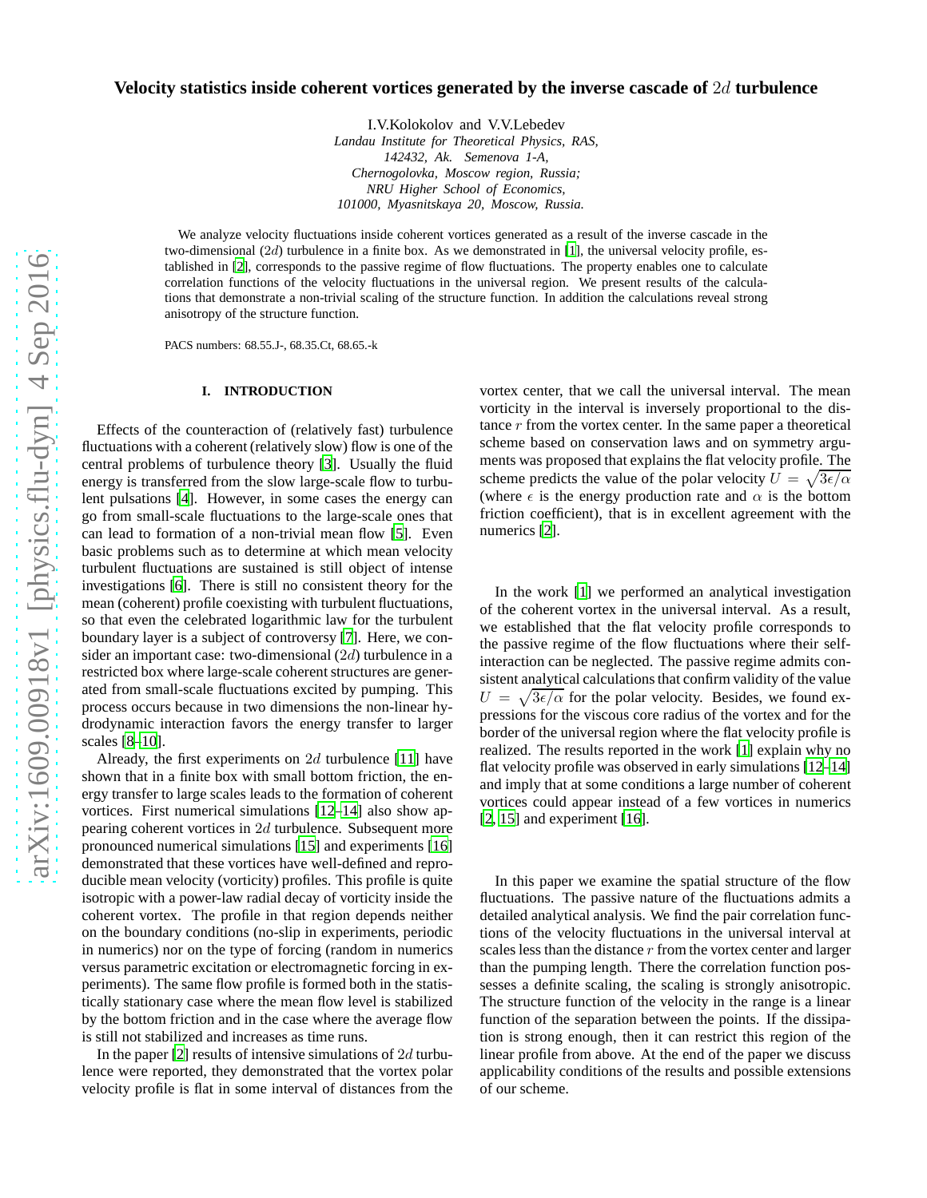# Velocity statistics inside coherent vortices generated by the inverse cascade of $2d$ turbulence

I.V.Kolokolov and V.V.Lebedev

*Landau Institute for Theoretical Physics, RAS, 142432, Ak. Semenova 1-A, Chernogolovka, Moscow region, Russia; NRU Higher School of Economics, 101000, Myasnitskaya 20, Moscow, Russia.*

We analyze velocity fluctuations inside coherent vortices generated as a result of the inverse cascade in the two-dimensional ($2d$) turbulence in a finite box. As we demonstrated in [1], the universal velocity profile, established in [2], corresponds to the passive regime of flow fluctuations. The property enables one to calculate correlation functions of the velocity fluctuations in the universal region. We present results of the calculations that demonstrate a non-trivial scaling of the structure function. In addition the calculations reveal strong anisotropy of the structure function.

PACS numbers: 68.55.J-, 68.35.Ct, 68.65.-k

## I. INTRODUCTION

Effects of the counteraction of (relatively fast) turbulence fluctuations with a coherent (relatively slow) flow is one of the central problems of turbulence theory [3]. Usually the fluid energy is transferred from the slow large-scale flow to turbulent pulsations [4]. However, in some cases the energy can go from small-scale fluctuations to the large-scale ones that can lead to formation of a non-trivial mean flow [5]. Even basic problems such as to determine at which mean velocity turbulent fluctuations are sustained is still object of intense investigations [6]. There is still no consistent theory for the mean (coherent) profile coexisting with turbulent fluctuations, so that even the celebrated logarithmic law for the turbulent boundary layer is a subject of controversy [7]. Here, we consider an important case: two-dimensional ($2d$) turbulence in a restricted box where large-scale coherent structures are generated from small-scale fluctuations excited by pumping. This process occurs because in two dimensions the non-linear hydrodynamic interaction favors the energy transfer to larger scales [8–10].

Already, the first experiments on $2d$ turbulence [11] have shown that in a finite box with small bottom friction, the energy transfer to large scales leads to the formation of coherent vortices. First numerical simulations [12–14] also show appearing coherent vortices in $2d$ turbulence. Subsequent more pronounced numerical simulations [15] and experiments [16] demonstrated that these vortices have well-defined and reproducible mean velocity (vorticity) profiles. This profile is quite isotropic with a power-law radial decay of vorticity inside the coherent vortex. The profile in that region depends neither on the boundary conditions (no-slip in experiments, periodic in numerics) nor on the type of forcing (random in numerics versus parametric excitation or electromagnetic forcing in experiments). The same flow profile is formed both in the statistically stationary case where the mean flow level is stabilized by the bottom friction and in the case where the average flow is still not stabilized and increases as time runs.

In the paper [2] results of intensive simulations of $2d$ turbulence were reported, they demonstrated that the vortex polar velocity profile is flat in some interval of distances from the vortex center, that we call the universal interval. The mean vorticity in the interval is inversely proportional to the distance $r$ from the vortex center. In the same paper a theoretical scheme based on conservation laws and on symmetry arguments was proposed that explains the flat velocity profile. The scheme predicts the value of the polar velocity $U = \sqrt{3\epsilon/\alpha}$ (where $\epsilon$ is the energy production rate and $\alpha$ is the bottom friction coefficient), that is in excellent agreement with the numerics [2].

In the work [1] we performed an analytical investigation of the coherent vortex in the universal interval. As a result, we established that the flat velocity profile corresponds to the passive regime of the flow fluctuations where their self-interaction can be neglected. The passive regime admits consistent analytical calculations that confirm validity of the value $U = \sqrt{3\epsilon/\alpha}$ for the polar velocity. Besides, we found expressions for the viscous core radius of the vortex and for the border of the universal region where the flat velocity profile is realized. The results reported in the work [1] explain why no flat velocity profile was observed in early simulations [12–14] and imply that at some conditions a large number of coherent vortices could appear instead of a few vortices in numerics [2, 15] and experiment [16].

In this paper we examine the spatial structure of the flow fluctuations. The passive nature of the fluctuations admits a detailed analytical analysis. We find the pair correlation functions of the velocity fluctuations in the universal interval at scales less than the distance $r$ from the vortex center and larger than the pumping length. There the correlation function possesses a definite scaling, the scaling is strongly anisotropic. The structure function of the velocity in the range is a linear function of the separation between the points. If the dissipation is strong enough, then it can restrict this region of the linear profile from above. At the end of the paper we discuss applicability conditions of the results and possible extensions of our scheme.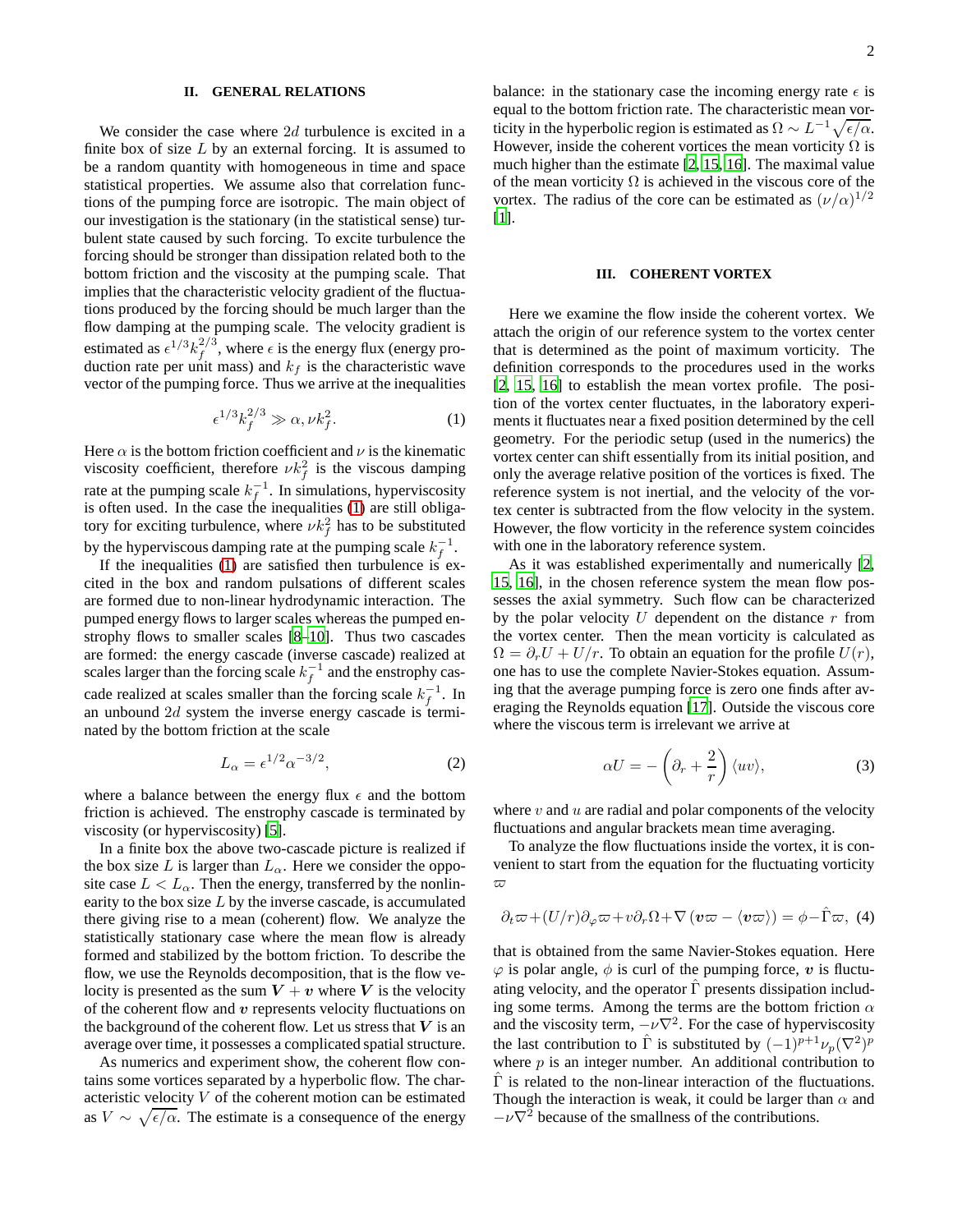## II. GENERAL RELATIONS

We consider the case where $2d$ turbulence is excited in a finite box of size $L$ by an external forcing. It is assumed to be a random quantity with homogeneous in time and space statistical properties. We assume also that correlation functions of the pumping force are isotropic. The main object of our investigation is the stationary (in the statistical sense) turbulent state caused by such forcing. To excite turbulence the forcing should be stronger than dissipation related both to the bottom friction and the viscosity at the pumping scale. That implies that the characteristic velocity gradient of the fluctuations produced by the forcing should be much larger than the flow damping at the pumping scale. The velocity gradient is estimated as $\epsilon^{1/3}k_f^{2/3}$, where $\epsilon$ is the energy flux (energy production rate per unit mass) and $k_f$ is the characteristic wave vector of the pumping force. Thus we arrive at the inequalities

$$\epsilon^{1/3}k_f^{2/3} \gg \alpha, \nu k_f^2. \tag{1}$$

Here $\alpha$ is the bottom friction coefficient and $\nu$ is the kinematic viscosity coefficient, therefore $\nu k_f^2$ is the viscous damping rate at the pumping scale $k_f^{-1}$. In simulations, hyperviscosity is often used. In the case the inequalities (1) are still obligatory for exciting turbulence, where $\nu k_f^2$ has to be substituted by the hyperviscous damping rate at the pumping scale $k_f^{-1}$.

If the inequalities (1) are satisfied then turbulence is excited in the box and random pulsations of different scales are formed due to non-linear hydrodynamic interaction. The pumped energy flows to larger scales whereas the pumped enstrophy flows to smaller scales [8–10]. Thus two cascades are formed: the energy cascade (inverse cascade) realized at scales larger than the forcing scale $k_f^{-1}$ and the enstrophy cascade realized at scales smaller than the forcing scale $k_f^{-1}$. In an unbound $2d$ system the inverse energy cascade is terminated by the bottom friction at the scale

$$L_\alpha = \epsilon^{1/2}\alpha^{-3/2}, \tag{2}$$

where a balance between the energy flux $\epsilon$ and the bottom friction is achieved. The enstrophy cascade is terminated by viscosity (or hyperviscosity) [5].

In a finite box the above two-cascade picture is realized if the box size $L$ is larger than $L_\alpha$. Here we consider the opposite case $L < L_\alpha$. Then the energy, transferred by the nonlinearity to the box size $L$ by the inverse cascade, is accumulated there giving rise to a mean (coherent) flow. We analyze the statistically stationary case where the mean flow is already formed and stabilized by the bottom friction. To describe the flow, we use the Reynolds decomposition, that is the flow velocity is presented as the sum $\boldsymbol{V} + \boldsymbol{v}$ where $\boldsymbol{V}$ is the velocity of the coherent flow and $\boldsymbol{v}$ represents velocity fluctuations on the background of the coherent flow. Let us stress that $\boldsymbol{V}$ is an average over time, it possesses a complicated spatial structure.

As numerics and experiment show, the coherent flow contains some vortices separated by a hyperbolic flow. The characteristic velocity $V$ of the coherent motion can be estimated as $V \sim \sqrt{\epsilon/\alpha}$. The estimate is a consequence of the energy balance: in the stationary case the incoming energy rate $\epsilon$ is equal to the bottom friction rate. The characteristic mean vorticity in the hyperbolic region is estimated as $\Omega \sim L^{-1}\sqrt{\epsilon/\alpha}$. However, inside the coherent vortices the mean vorticity $\Omega$ is much higher than the estimate [2, 15, 16]. The maximal value of the mean vorticity $\Omega$ is achieved in the viscous core of the vortex. The radius of the core can be estimated as $(\nu/\alpha)^{1/2}$ [1].

## III. COHERENT VORTEX

Here we examine the flow inside the coherent vortex. We attach the origin of our reference system to the vortex center that is determined as the point of maximum vorticity. The definition corresponds to the procedures used in the works [2, 15, 16] to establish the mean vortex profile. The position of the vortex center fluctuates, in the laboratory experiments it fluctuates near a fixed position determined by the cell geometry. For the periodic setup (used in the numerics) the vortex center can shift essentially from its initial position, and only the average relative position of the vortices is fixed. The reference system is not inertial, and the velocity of the vortex center is subtracted from the flow velocity in the system. However, the flow vorticity in the reference system coincides with one in the laboratory reference system.

As it was established experimentally and numerically [2, 15, 16], in the chosen reference system the mean flow possesses the axial symmetry. Such flow can be characterized by the polar velocity $U$ dependent on the distance $r$ from the vortex center. Then the mean vorticity is calculated as $\Omega = \partial_r U + U/r$. To obtain an equation for the profile $U(r)$, one has to use the complete Navier-Stokes equation. Assuming that the average pumping force is zero one finds after averaging the Reynolds equation [17]. Outside the viscous core where the viscous term is irrelevant we arrive at

$$\alpha U = -\left(\partial_r + \frac{2}{r}\right)\langle uv\rangle, \tag{3}$$

where $v$ and $u$ are radial and polar components of the velocity fluctuations and angular brackets mean time averaging.

To analyze the flow fluctuations inside the vortex, it is convenient to start from the equation for the fluctuating vorticity $\varpi$

$$\partial_t\varpi + (U/r)\partial_\varphi\varpi + v\partial_r\Omega + \nabla\left(\boldsymbol{v}\varpi - \langle\boldsymbol{v}\varpi\rangle\right) = \phi - \hat{\Gamma}\varpi, \tag{4}$$

that is obtained from the same Navier-Stokes equation. Here $\varphi$ is polar angle, $\phi$ is curl of the pumping force, $\boldsymbol{v}$ is fluctuating velocity, and the operator $\hat{\Gamma}$ presents dissipation including some terms. Among the terms are the bottom friction $\alpha$ and the viscosity term, $-\nu\nabla^2$. For the case of hyperviscosity the last contribution to $\hat{\Gamma}$ is substituted by $(-1)^{p+1}\nu_p(\nabla^2)^p$ where $p$ is an integer number. An additional contribution to $\hat{\Gamma}$ is related to the non-linear interaction of the fluctuations. Though the interaction is weak, it could be larger than $\alpha$ and $-\nu\nabla^2$ because of the smallness of the contributions.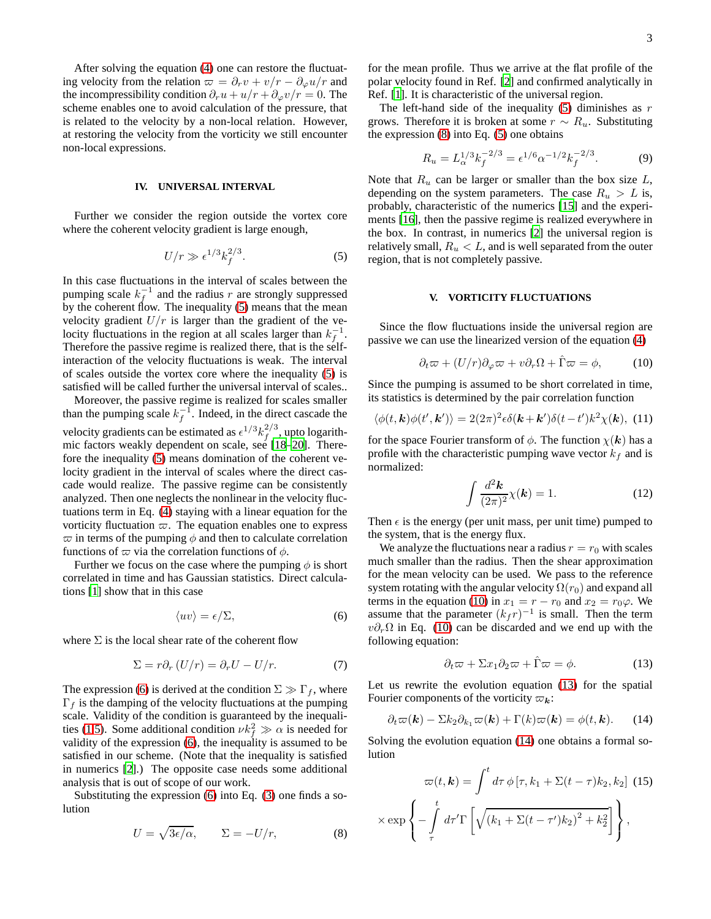After solving the equation (4) one can restore the fluctuating velocity from the relation $\varpi = \partial_r v + v/r - \partial_\varphi u/r$ and the incompressibility condition $\partial_r u + u/r + \partial_\varphi v/r = 0$. The scheme enables one to avoid calculation of the pressure, that is related to the velocity by a non-local relation. However, at restoring the velocity from the vorticity we still encounter non-local expressions.

## IV. UNIVERSAL INTERVAL

Further we consider the region outside the vortex core where the coherent velocity gradient is large enough,

$$U/r \gg \epsilon^{1/3} k_f^{2/3}. \tag{5}$$

In this case fluctuations in the interval of scales between the pumping scale $k_f^{-1}$ and the radius $r$ are strongly suppressed by the coherent flow. The inequality (5) means that the mean velocity gradient $U/r$ is larger than the gradient of the velocity fluctuations in the region at all scales larger than $k_f^{-1}$. Therefore the passive regime is realized there, that is the self-interaction of the velocity fluctuations is weak. The interval of scales outside the vortex core where the inequality (5) is satisfied will be called further the universal interval of scales..

Moreover, the passive regime is realized for scales smaller than the pumping scale $k_f^{-1}$. Indeed, in the direct cascade the velocity gradients can be estimated as $\epsilon^{1/3} k_f^{2/3}$, upto logarithmic factors weakly dependent on scale, see [18–20]. Therefore the inequality (5) means domination of the coherent velocity gradient in the interval of scales where the direct cascade would realize. The passive regime can be consistently analyzed. Then one neglects the nonlinear in the velocity fluctuations term in Eq. (4) staying with a linear equation for the vorticity fluctuation $\varpi$. The equation enables one to express $\varpi$ in terms of the pumping $\phi$ and then to calculate correlation functions of $\varpi$ via the correlation functions of $\phi$.

Further we focus on the case where the pumping $\phi$ is short correlated in time and has Gaussian statistics. Direct calculations [1] show that in this case

$$\langle uv \rangle = \epsilon/\Sigma, \tag{6}$$

where $\Sigma$ is the local shear rate of the coherent flow

$$\Sigma = r\partial_r\left(U/r\right) = \partial_r U - U/r. \tag{7}$$

The expression (6) is derived at the condition $\Sigma \gg \Gamma_f$, where $\Gamma_f$ is the damping of the velocity fluctuations at the pumping scale. Validity of the condition is guaranteed by the inequalities (1,5). Some additional condition $\nu k_f^2 \gg \alpha$ is needed for validity of the expression (6), the inequality is assumed to be satisfied in our scheme. (Note that the inequality is satisfied in numerics [2].) The opposite case needs some additional analysis that is out of scope of our work.

Substituting the expression (6) into Eq. (3) one finds a solution

$$U = \sqrt{3\epsilon/\alpha}, \qquad \Sigma = -U/r, \tag{8}$$

for the mean profile. Thus we arrive at the flat profile of the polar velocity found in Ref. [2] and confirmed analytically in Ref. [1]. It is characteristic of the universal region.

The left-hand side of the inequality (5) diminishes as $r$ grows. Therefore it is broken at some $r \sim R_u$. Substituting the expression (8) into Eq. (5) one obtains

$$R_u = L_\alpha^{1/3} k_f^{-2/3} = \epsilon^{1/6}\alpha^{-1/2} k_f^{-2/3}. \tag{9}$$

Note that $R_u$ can be larger or smaller than the box size $L$, depending on the system parameters. The case $R_u > L$ is, probably, characteristic of the numerics [15] and the experiments [16], then the passive regime is realized everywhere in the box. In contrast, in numerics [2] the universal region is relatively small, $R_u < L$, and is well separated from the outer region, that is not completely passive.

## V. VORTICITY FLUCTUATIONS

Since the flow fluctuations inside the universal region are passive we can use the linearized version of the equation (4)

$$\partial_t \varpi + (U/r)\partial_\varphi \varpi + v\partial_r \Omega + \hat\Gamma \varpi = \phi, \tag{10}$$

Since the pumping is assumed to be short correlated in time, its statistics is determined by the pair correlation function

$$\langle \phi(t,\boldsymbol{k})\phi(t',\boldsymbol{k}')\rangle = 2(2\pi)^2\epsilon\delta(\boldsymbol{k}+\boldsymbol{k}')\delta(t-t')k^2\chi(\boldsymbol{k}), \tag{11}$$

for the space Fourier transform of $\phi$. The function $\chi(\boldsymbol{k})$ has a profile with the characteristic pumping wave vector $k_f$ and is normalized:

$$\int \frac{d^2\boldsymbol{k}}{(2\pi)^2}\chi(\boldsymbol{k}) = 1. \tag{12}$$

Then $\epsilon$ is the energy (per unit mass, per unit time) pumped to the system, that is the energy flux.

We analyze the fluctuations near a radius $r = r_0$ with scales much smaller than the radius. Then the shear approximation for the mean velocity can be used. We pass to the reference system rotating with the angular velocity $\Omega(r_0)$ and expand all terms in the equation (10) in $x_1 = r - r_0$ and $x_2 = r_0\varphi$. We assume that the parameter $(k_f r)^{-1}$ is small. Then the term $v\partial_r\Omega$ in Eq. (10) can be discarded and we end up with the following equation:

$$\partial_t \varpi + \Sigma x_1 \partial_2 \varpi + \hat\Gamma \varpi = \phi. \tag{13}$$

Let us rewrite the evolution equation (13) for the spatial Fourier components of the vorticity $\varpi_{\boldsymbol{k}}$:

$$\partial_t \varpi(\boldsymbol{k}) - \Sigma k_2 \partial_{k_1} \varpi(\boldsymbol{k}) + \Gamma(k)\varpi(\boldsymbol{k}) = \phi(t,\boldsymbol{k}). \tag{14}$$

Solving the evolution equation (14) one obtains a formal solution

$$\varpi(t,\boldsymbol{k}) = \int^t d\tau\, \phi\left[\tau, k_1 + \Sigma(t-\tau)k_2, k_2\right] \tag{15}$$

$$\times \exp\left\{ -\int_\tau^t d\tau' \Gamma\left[\sqrt{\left(k_1 + \Sigma(t-\tau')k_2\right)^2 + k_2^2}\right]\right\},$$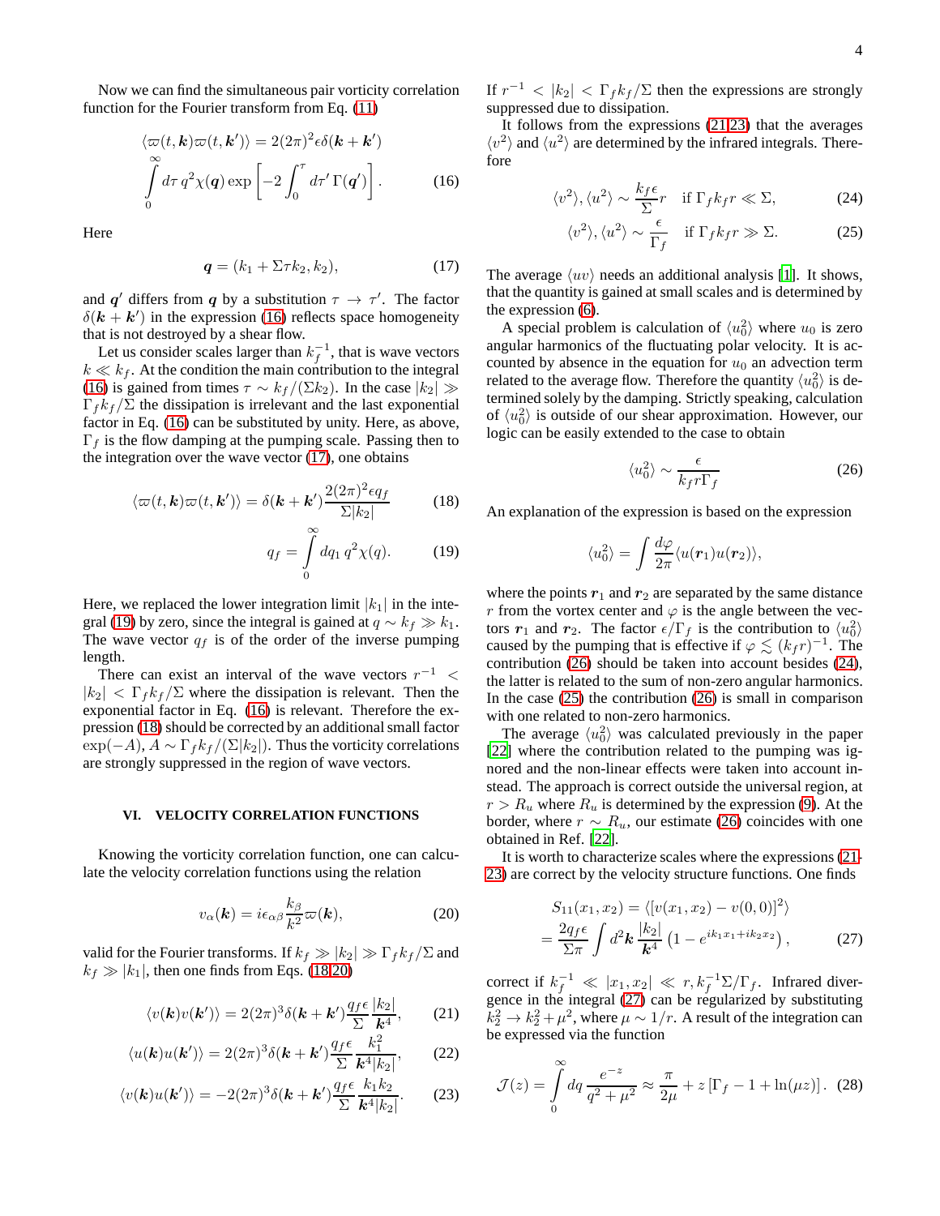Now we can find the simultaneous pair vorticity correlation function for the Fourier transform from Eq. (11)

$$\langle \varpi(t,\boldsymbol{k})\varpi(t,\boldsymbol{k}')\rangle = 2(2\pi)^2\epsilon\delta(\boldsymbol{k}+\boldsymbol{k}') \int_0^\infty d\tau\, q^2\chi(\boldsymbol{q}) \exp\left[-2\int_0^\tau d\tau'\,\Gamma(\boldsymbol{q}')\right]. \tag{16}$$

Here

$$\boldsymbol{q} = (k_1 + \Sigma\tau k_2, k_2), \tag{17}$$

and $\boldsymbol{q}'$ differs from $\boldsymbol{q}$ by a substitution $\tau \to \tau'$. The factor $\delta(\boldsymbol{k}+\boldsymbol{k}')$ in the expression (16) reflects space homogeneity that is not destroyed by a shear flow.

Let us consider scales larger than $k_f^{-1}$, that is wave vectors $k \ll k_f$. At the condition the main contribution to the integral (16) is gained from times $\tau \sim k_f/(\Sigma k_2)$. In the case $|k_2| \gg \Gamma_f k_f/\Sigma$ the dissipation is irrelevant and the last exponential factor in Eq. (16) can be substituted by unity. Here, as above, $\Gamma_f$ is the flow damping at the pumping scale. Passing then to the integration over the wave vector (17), one obtains

$$\langle \varpi(t,\boldsymbol{k})\varpi(t,\boldsymbol{k}')\rangle = \delta(\boldsymbol{k}+\boldsymbol{k}')\frac{2(2\pi)^2\epsilon q_f}{\Sigma|k_2|} \tag{18}$$

$$q_f = \int_0^\infty dq_1\, q^2\chi(q). \tag{19}$$

Here, we replaced the lower integration limit $|k_1|$ in the integral (19) by zero, since the integral is gained at $q \sim k_f \gg k_1$. The wave vector $q_f$ is of the order of the inverse pumping length.

There can exist an interval of the wave vectors $r^{-1} < |k_2| < \Gamma_f k_f/\Sigma$ where the dissipation is relevant. Then the exponential factor in Eq. (16) is relevant. Therefore the expression (18) should be corrected by an additional small factor $\exp(-A)$, $A \sim \Gamma_f k_f/(\Sigma|k_2|)$. Thus the vorticity correlations are strongly suppressed in the region of wave vectors.

## VI. VELOCITY CORRELATION FUNCTIONS

Knowing the vorticity correlation function, one can calculate the velocity correlation functions using the relation

$$v_\alpha(\boldsymbol{k}) = i\epsilon_{\alpha\beta}\frac{k_\beta}{k^2}\varpi(\boldsymbol{k}), \tag{20}$$

valid for the Fourier transforms. If $k_f \gg |k_2| \gg \Gamma_f k_f/\Sigma$ and $k_f \gg |k_1|$, then one finds from Eqs. (18,20)

$$\langle v(\boldsymbol{k})v(\boldsymbol{k}')\rangle = 2(2\pi)^3\delta(\boldsymbol{k}+\boldsymbol{k}')\frac{q_f\epsilon}{\Sigma}\frac{|k_2|}{\boldsymbol{k}^4}, \tag{21}$$

$$\langle u(\boldsymbol{k})u(\boldsymbol{k}')\rangle = 2(2\pi)^3\delta(\boldsymbol{k}+\boldsymbol{k}')\frac{q_f\epsilon}{\Sigma}\frac{k_1^2}{\boldsymbol{k}^4|k_2|}, \tag{22}$$

$$\langle v(\boldsymbol{k})u(\boldsymbol{k}')\rangle = -2(2\pi)^3\delta(\boldsymbol{k}+\boldsymbol{k}')\frac{q_f\epsilon}{\Sigma}\frac{k_1k_2}{\boldsymbol{k}^4|k_2|}. \tag{23}$$

If $r^{-1} < |k_2| < \Gamma_f k_f/\Sigma$ then the expressions are strongly suppressed due to dissipation.

It follows from the expressions (21,23) that the averages $\langle v^2\rangle$ and $\langle u^2\rangle$ are determined by the infrared integrals. Therefore

$$\langle v^2\rangle, \langle u^2\rangle \sim \frac{k_f\epsilon}{\Sigma}r \quad \text{if } \Gamma_f k_f r \ll \Sigma, \tag{24}$$

$$\langle v^2\rangle, \langle u^2\rangle \sim \frac{\epsilon}{\Gamma_f} \quad \text{if } \Gamma_f k_f r \gg \Sigma. \tag{25}$$

The average $\langle uv\rangle$ needs an additional analysis [1]. It shows, that the quantity is gained at small scales and is determined by the expression (6).

A special problem is calculation of $\langle u_0^2\rangle$ where $u_0$ is zero angular harmonics of the fluctuating polar velocity. It is accounted by absence in the equation for $u_0$ an advection term related to the average flow. Therefore the quantity $\langle u_0^2\rangle$ is determined solely by the damping. Strictly speaking, calculation of $\langle u_0^2\rangle$ is outside of our shear approximation. However, our logic can be easily extended to the case to obtain

$$\langle u_0^2\rangle \sim \frac{\epsilon}{k_f r\Gamma_f} \tag{26}$$

An explanation of the expression is based on the expression

$$\langle u_0^2\rangle = \int\frac{d\varphi}{2\pi}\langle u(\boldsymbol{r}_1)u(\boldsymbol{r}_2)\rangle,$$

where the points $\boldsymbol{r}_1$ and $\boldsymbol{r}_2$ are separated by the same distance $r$ from the vortex center and $\varphi$ is the angle between the vectors $\boldsymbol{r}_1$ and $\boldsymbol{r}_2$. The factor $\epsilon/\Gamma_f$ is the contribution to $\langle u_0^2\rangle$ caused by the pumping that is effective if $\varphi \lesssim (k_f r)^{-1}$. The contribution (26) should be taken into account besides (24), the latter is related to the sum of non-zero angular harmonics. In the case (25) the contribution (26) is small in comparison with one related to non-zero harmonics.

The average $\langle u_0^2\rangle$ was calculated previously in the paper [22] where the contribution related to the pumping was ignored and the non-linear effects were taken into account instead. The approach is correct outside the universal region, at $r > R_u$ where $R_u$ is determined by the expression (9). At the border, where $r \sim R_u$, our estimate (26) coincides with one obtained in Ref. [22].

It is worth to characterize scales where the expressions (21-23) are correct by the velocity structure functions. One finds

$$S_{11}(x_1,x_2) = \langle[v(x_1,x_2) - v(0,0)]^2\rangle = \frac{2q_f\epsilon}{\Sigma\pi}\int d^2\boldsymbol{k}\,\frac{|k_2|}{\boldsymbol{k}^4}\left(1 - e^{ik_1x_1+ik_2x_2}\right), \tag{27}$$

correct if $k_f^{-1} \ll |x_1, x_2| \ll r, k_f^{-1}\Sigma/\Gamma_f$. Infrared divergence in the integral (27) can be regularized by substituting $k_2^2 \to k_2^2 + \mu^2$, where $\mu \sim 1/r$. A result of the integration can be expressed via the function

$$\mathcal{J}(z) = \int_0^\infty dq\,\frac{e^{-z}}{q^2+\mu^2} \approx \frac{\pi}{2\mu} + z\left[\Gamma_f - 1 + \ln(\mu z)\right]. \tag{28}$$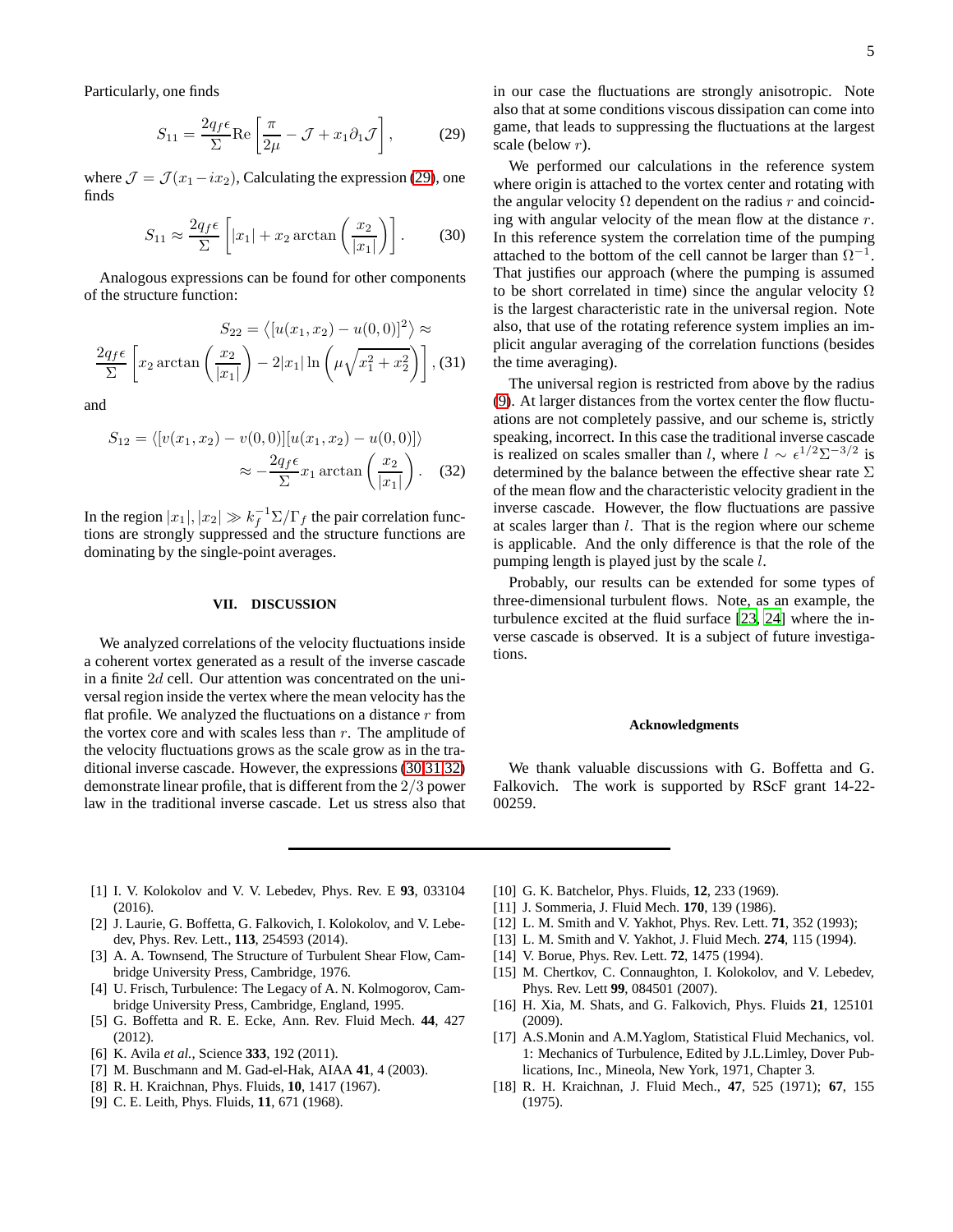Particularly, one finds

$$S_{11} = \frac{2q_f\epsilon}{\Sigma}\text{Re}\left[\frac{\pi}{2\mu} - \mathcal{J} + x_1\partial_1\mathcal{J}\right], \qquad (29)$$

where $\mathcal{J} = \mathcal{J}(x_1 - ix_2)$, Calculating the expression (29), one finds

$$S_{11} \approx \frac{2q_f\epsilon}{\Sigma}\left[|x_1| + x_2\arctan\left(\frac{x_2}{|x_1|}\right)\right]. \qquad (30)$$

Analogous expressions can be found for other components of the structure function:

$$S_{22} = \left\langle[u(x_1,x_2) - u(0,0)]^2\right\rangle \approx$$
$$\frac{2q_f\epsilon}{\Sigma}\left[x_2\arctan\left(\frac{x_2}{|x_1|}\right) - 2|x_1|\ln\left(\mu\sqrt{x_1^2+x_2^2}\right)\right], (31)$$

and

$$S_{12} = \langle[v(x_1,x_2) - v(0,0)][u(x_1,x_2) - u(0,0)]\rangle$$
$$\approx -\frac{2q_f\epsilon}{\Sigma}x_1\arctan\left(\frac{x_2}{|x_1|}\right). \qquad (32)$$

In the region $|x_1|, |x_2| \gg k_f^{-1}\Sigma/\Gamma_f$ the pair correlation functions are strongly suppressed and the structure functions are dominating by the single-point averages.

## VII. DISCUSSION

We analyzed correlations of the velocity fluctuations inside a coherent vortex generated as a result of the inverse cascade in a finite $2d$ cell. Our attention was concentrated on the universal region inside the vertex where the mean velocity has the flat profile. We analyzed the fluctuations on a distance $r$ from the vortex core and with scales less than $r$. The amplitude of the velocity fluctuations grows as the scale grow as in the traditional inverse cascade. However, the expressions (30,31,32) demonstrate linear profile, that is different from the $2/3$ power law in the traditional inverse cascade. Let us stress also that in our case the fluctuations are strongly anisotropic. Note also that at some conditions viscous dissipation can come into game, that leads to suppressing the fluctuations at the largest scale (below $r$).

We performed our calculations in the reference system where origin is attached to the vortex center and rotating with the angular velocity $\Omega$ dependent on the radius $r$ and coinciding with angular velocity of the mean flow at the distance $r$. In this reference system the correlation time of the pumping attached to the bottom of the cell cannot be larger than $\Omega^{-1}$. That justifies our approach (where the pumping is assumed to be short correlated in time) since the angular velocity $\Omega$ is the largest characteristic rate in the universal region. Note also, that use of the rotating reference system implies an implicit angular averaging of the correlation functions (besides the time averaging).

The universal region is restricted from above by the radius (9). At larger distances from the vortex center the flow fluctuations are not completely passive, and our scheme is, strictly speaking, incorrect. In this case the traditional inverse cascade is realized on scales smaller than $l$, where $l \sim \epsilon^{1/2}\Sigma^{-3/2}$ is determined by the balance between the effective shear rate $\Sigma$ of the mean flow and the characteristic velocity gradient in the inverse cascade. However, the flow fluctuations are passive at scales larger than $l$. That is the region where our scheme is applicable. And the only difference is that the role of the pumping length is played just by the scale $l$.

Probably, our results can be extended for some types of three-dimensional turbulent flows. Note, as an example, the turbulence excited at the fluid surface [23, 24] where the inverse cascade is observed. It is a subject of future investigations.

### Acknowledgments

We thank valuable discussions with G. Boffetta and G. Falkovich. The work is supported by RScF grant 14-22-00259.

---

[1] I. V. Kolokolov and V. V. Lebedev, Phys. Rev. E **93**, 033104 (2016).
[2] J. Laurie, G. Boffetta, G. Falkovich, I. Kolokolov, and V. Lebedev, Phys. Rev. Lett., **113**, 254593 (2014).
[3] A. A. Townsend, The Structure of Turbulent Shear Flow, Cambridge University Press, Cambridge, 1976.
[4] U. Frisch, Turbulence: The Legacy of A. N. Kolmogorov, Cambridge University Press, Cambridge, England, 1995.
[5] G. Boffetta and R. E. Ecke, Ann. Rev. Fluid Mech. **44**, 427 (2012).
[6] K. Avila *et al.*, Science **333**, 192 (2011).
[7] M. Buschmann and M. Gad-el-Hak, AIAA **41**, 4 (2003).
[8] R. H. Kraichnan, Phys. Fluids, **10**, 1417 (1967).
[9] C. E. Leith, Phys. Fluids, **11**, 671 (1968).
[10] G. K. Batchelor, Phys. Fluids, **12**, 233 (1969).
[11] J. Sommeria, J. Fluid Mech. **170**, 139 (1986).
[12] L. M. Smith and V. Yakhot, Phys. Rev. Lett. **71**, 352 (1993);
[13] L. M. Smith and V. Yakhot, J. Fluid Mech. **274**, 115 (1994).
[14] V. Borue, Phys. Rev. Lett. **72**, 1475 (1994).
[15] M. Chertkov, C. Connaughton, I. Kolokolov, and V. Lebedev, Phys. Rev. Lett **99**, 084501 (2007).
[16] H. Xia, M. Shats, and G. Falkovich, Phys. Fluids **21**, 125101 (2009).
[17] A.S.Monin and A.M.Yaglom, Statistical Fluid Mechanics, vol. 1: Mechanics of Turbulence, Edited by J.L.Limley, Dover Publications, Inc., Mineola, New York, 1971, Chapter 3.
[18] R. H. Kraichnan, J. Fluid Mech., **47**, 525 (1971); **67**, 155 (1975).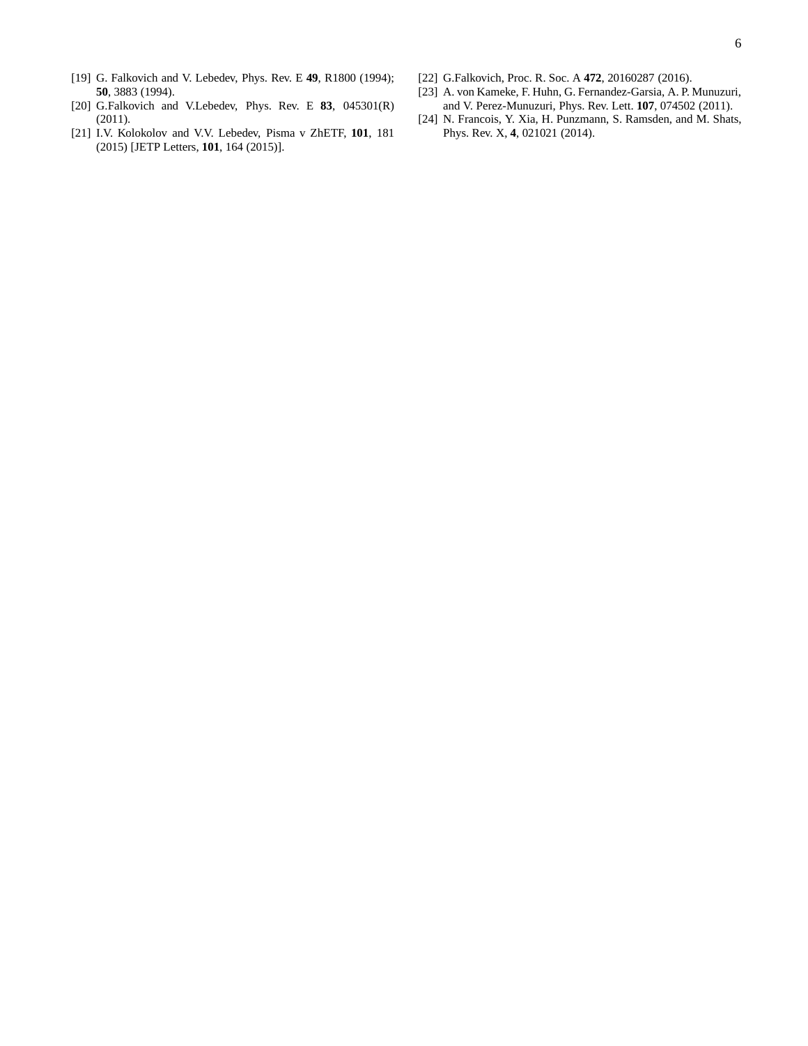[19] G. Falkovich and V. Lebedev, Phys. Rev. E **49**, R1800 (1994); **50**, 3883 (1994).

[20] G.Falkovich and V.Lebedev, Phys. Rev. E **83**, 045301(R) (2011).

[21] I.V. Kolokolov and V.V. Lebedev, Pisma v ZhETF, **101**, 181 (2015) [JETP Letters, **101**, 164 (2015)].

[22] G.Falkovich, Proc. R. Soc. A **472**, 20160287 (2016).

[23] A. von Kameke, F. Huhn, G. Fernandez-Garsia, A. P. Munuzuri, and V. Perez-Munuzuri, Phys. Rev. Lett. **107**, 074502 (2011).

[24] N. Francois, Y. Xia, H. Punzmann, S. Ramsden, and M. Shats, Phys. Rev. X, **4**, 021021 (2014).